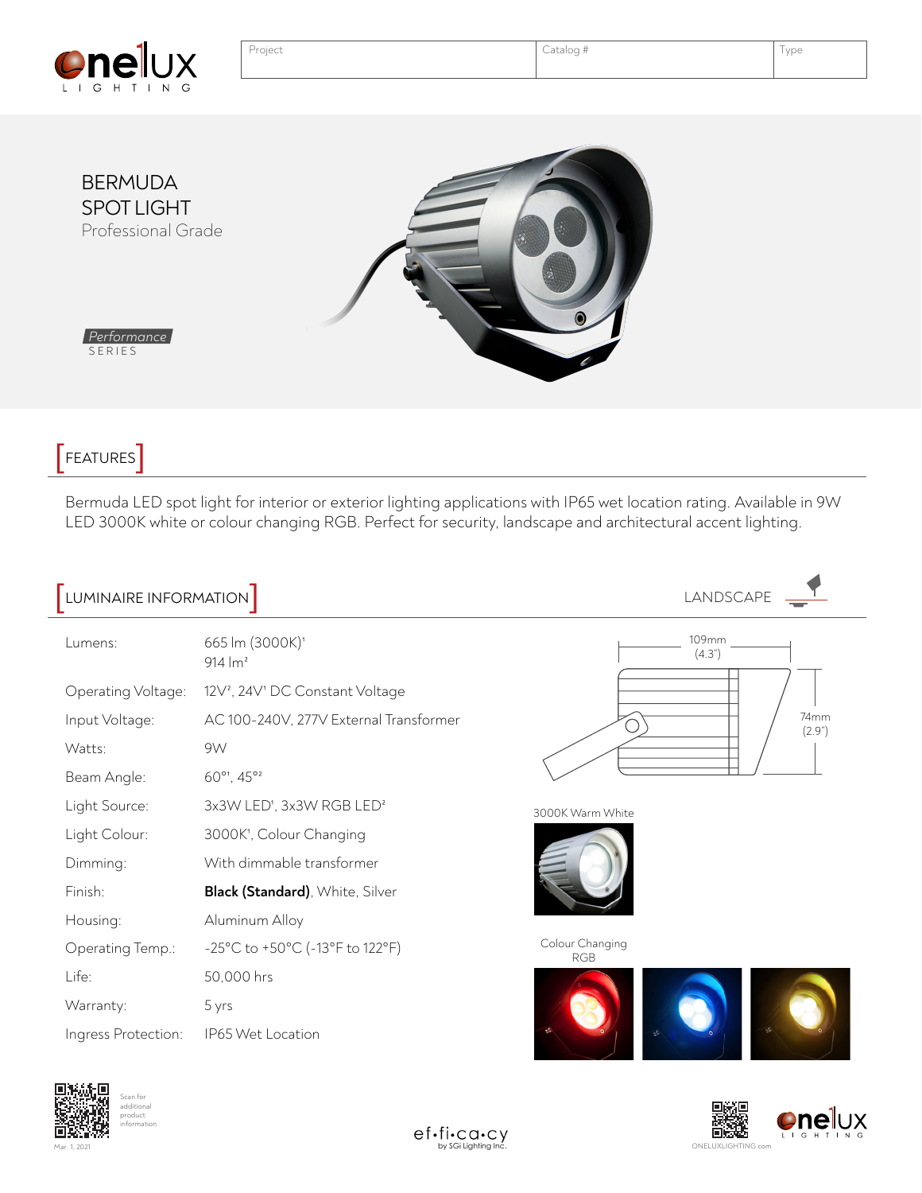| Project | Catalog # | Type |
| --- | --- | --- |
| | | |

# BERMUDA SPOT LIGHT

Professional Grade

Performance SERIES

## FEATURES

Bermuda LED spot light for interior or exterior lighting applications with IP65 wet location rating. Available in 9W LED 3000K white or colour changing RGB. Perfect for security, landscape and architectural accent lighting.

## LUMINAIRE INFORMATION

LANDSCAPE

| | |
| --- | --- |
| Lumens: | 665 lm (3000K)[1]<br>914 lm[2] |
| Operating Voltage: | 12V[2], 24V[1] DC Constant Voltage |
| Input Voltage: | AC 100-240V, 277V External Transformer |
| Watts: | 9W |
| Beam Angle: | 60°[1], 45°[2] |
| Light Source: | 3x3W LED[1], 3x3W RGB LED[2] |
| Light Colour: | 3000K[1], Colour Changing |
| Dimming: | With dimmable transformer |
| Finish: | **Black (Standard)**, White, Silver |
| Housing: | Aluminum Alloy |
| Operating Temp.: | -25°C to +50°C (-13°F to 122°F) |
| Life: | 50,000 hrs |
| Warranty: | 5 yrs |
| Ingress Protection: | IP65 Wet Location |

109mm (4.3")

74mm (2.9")

3000K Warm White

Colour Changing RGB

Scan for additional product information

Mar. 1, 2021

ef·fi·ca·cy by SGi Lighting Inc.

ONELUXLIGHTING.com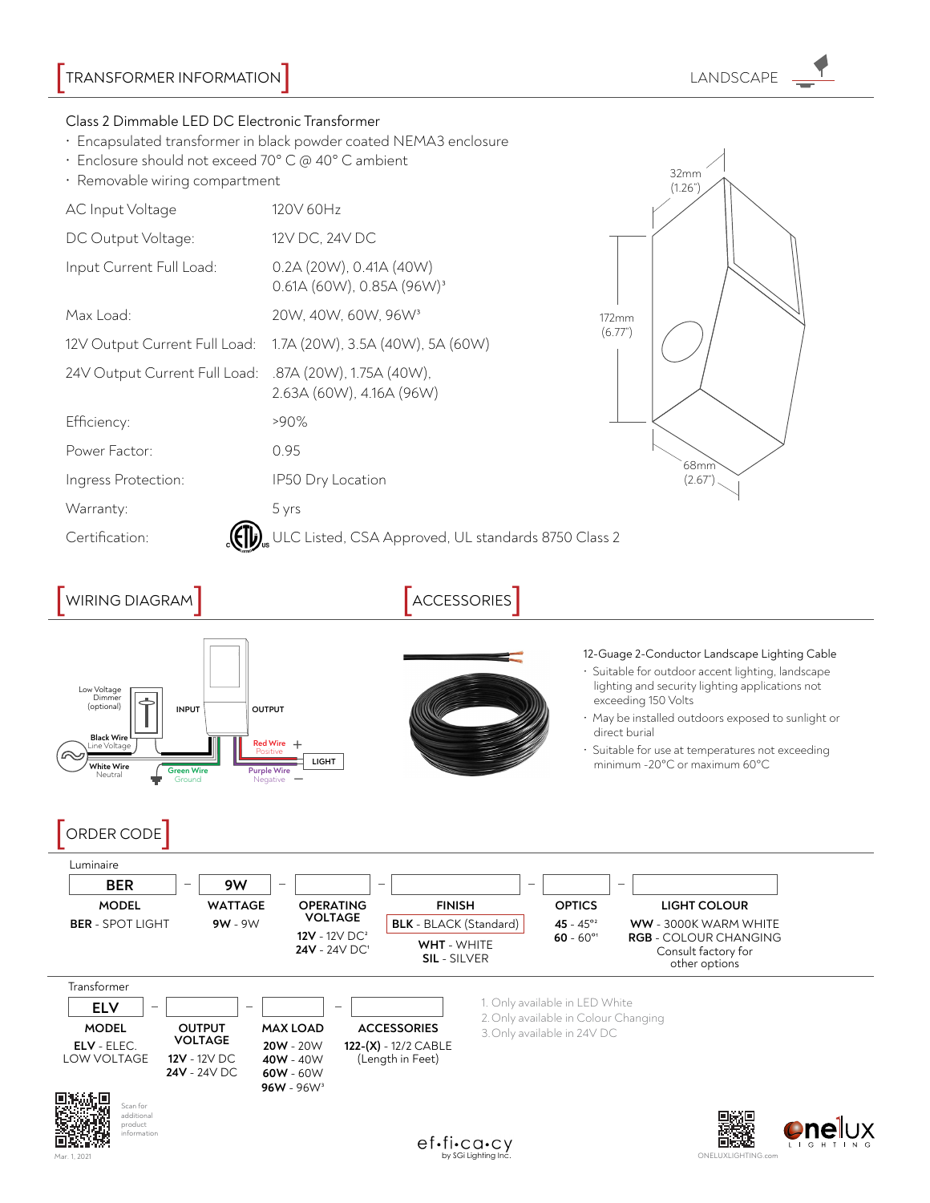# TRANSFORMER INFORMATION

LANDSCAPE

Class 2 Dimmable LED DC Electronic Transformer

- Encapsulated transformer in black powder coated NEMA3 enclosure
- Enclosure should not exceed 70° C @ 40° C ambient
- Removable wiring compartment

| | |
|---|---|
| AC Input Voltage | 120V 60Hz |
| DC Output Voltage: | 12V DC, 24V DC |
| Input Current Full Load: | 0.2A (20W), 0.41A (40W) 0.61A (60W), 0.85A (96W)[3] |
| Max Load: | 20W, 40W, 60W, 96W[3] |
| 12V Output Current Full Load: | 1.7A (20W), 3.5A (40W), 5A (60W) |
| 24V Output Current Full Load: | .87A (20W), 1.75A (40W), 2.63A (60W), 4.16A (96W) |
| Efficiency: | >90% |
| Power Factor: | 0.95 |
| Ingress Protection: | IP50 Dry Location |
| Warranty: | 5 yrs |
| Certification: | ULC Listed, CSA Approved, UL standards 8750 Class 2 |

32mm (1.26")
172mm (6.77")
68mm (2.67")

# WIRING DIAGRAM

Low Voltage Dimmer (optional)
INPUT
OUTPUT
Black Wire Line Voltage
White Wire Neutral
Green Wire Ground
Red Wire Positive +
Purple Wire Negative –
LIGHT

# ACCESSORIES

12-Guage 2-Conductor Landscape Lighting Cable

- Suitable for outdoor accent lighting, landscape lighting and security lighting applications not exceeding 150 Volts
- May be installed outdoors exposed to sunlight or direct burial
- Suitable for use at temperatures not exceeding minimum -20°C or maximum 60°C

# ORDER CODE

Luminaire

| BER | – | 9W | – | | – | | – | | – | |
|---|---|---|---|---|---|---|---|---|---|---|
| **MODEL** | | **WATTAGE** | | **OPERATING VOLTAGE** | | **FINISH** | | **OPTICS** | | **LIGHT COLOUR** |
| **BER** - SPOT LIGHT | | **9W** - 9W | | **12V** - 12V DC[2] **24V** - 24V DC[1] | | **BLK** - BLACK (Standard) **WHT** - WHITE **SIL** - SILVER | | **45** - 45°[2] **60** - 60°[1] | | **WW** - 3000K WARM WHITE **RGB** - COLOUR CHANGING Consult factory for other options |

Transformer

| ELV | – | | – | | – | |
|---|---|---|---|---|---|---|
| **MODEL** | | **OUTPUT VOLTAGE** | | **MAX LOAD** | | **ACCESSORIES** |
| **ELV** - ELEC. LOW VOLTAGE | | **12V** - 12V DC **24V** - 24V DC | | **20W** - 20W **40W** - 40W **60W** - 60W **96W** - 96W[3] | | **122-(X)** - 12/2 CABLE (Length in Feet) |

1. Only available in LED White
2. Only available in Colour Changing
3. Only available in 24V DC

Scan for additional product information

Mar. 1, 2021

ef·fi·ca·cy by SGi Lighting Inc.

ONELUXLIGHTING.com